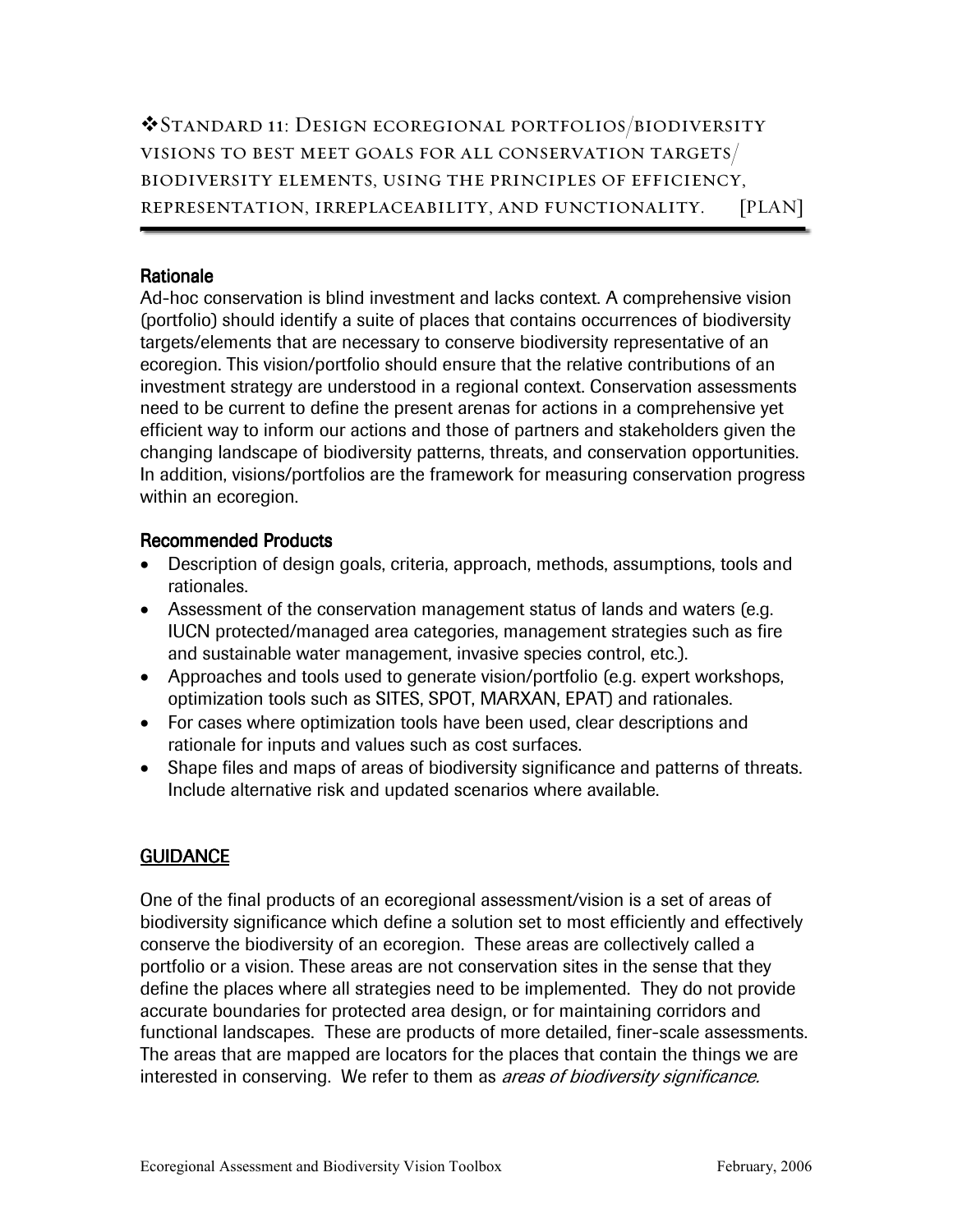# ❖Standard 11: Design ecoregional portfolios/biodiversity visions to best meet goals for all conservation targets/ biodiversity elements, using the principles of efficiency, representation, irreplaceability, and functionality. [PLAN]

**Rationale**

Ad-hoc conservation is blind investment and lacks context. A comprehensive vision (portfolio) should identify a suite of places that contains occurrences of biodiversity targets/elements that are necessary to conserve biodiversity representative of an ecoregion. This vision/portfolio should ensure that the relative contributions of an investment strategy are understood in a regional context. Conservation assessments need to be current to define the present arenas for actions in a comprehensive yet efficient way to inform our actions and those of partners and stakeholders given the changing landscape of biodiversity patterns, threats, and conservation opportunities. In addition, visions/portfolios are the framework for measuring conservation progress within an ecoregion.

**Recommended Products**

- Description of design goals, criteria, approach, methods, assumptions, tools and rationales.
- Assessment of the conservation management status of lands and waters (e.g. IUCN protected/managed area categories, management strategies such as fire and sustainable water management, invasive species control, etc.).
- Approaches and tools used to generate vision/portfolio (e.g. expert workshops, optimization tools such as SITES, SPOT, MARXAN, EPAT) and rationales.
- For cases where optimization tools have been used, clear descriptions and rationale for inputs and values such as cost surfaces.
- Shape files and maps of areas of biodiversity significance and patterns of threats. Include alternative risk and updated scenarios where available.

## GUIDANCE

One of the final products of an ecoregional assessment/vision is a set of areas of biodiversity significance which define a solution set to most efficiently and effectively conserve the biodiversity of an ecoregion. These areas are collectively called a portfolio or a vision. These areas are not conservation sites in the sense that they define the places where all strategies need to be implemented. They do not provide accurate boundaries for protected area design, or for maintaining corridors and functional landscapes. These are products of more detailed, finer-scale assessments. The areas that are mapped are locators for the places that contain the things we are interested in conserving. We refer to them as *areas of biodiversity significance*.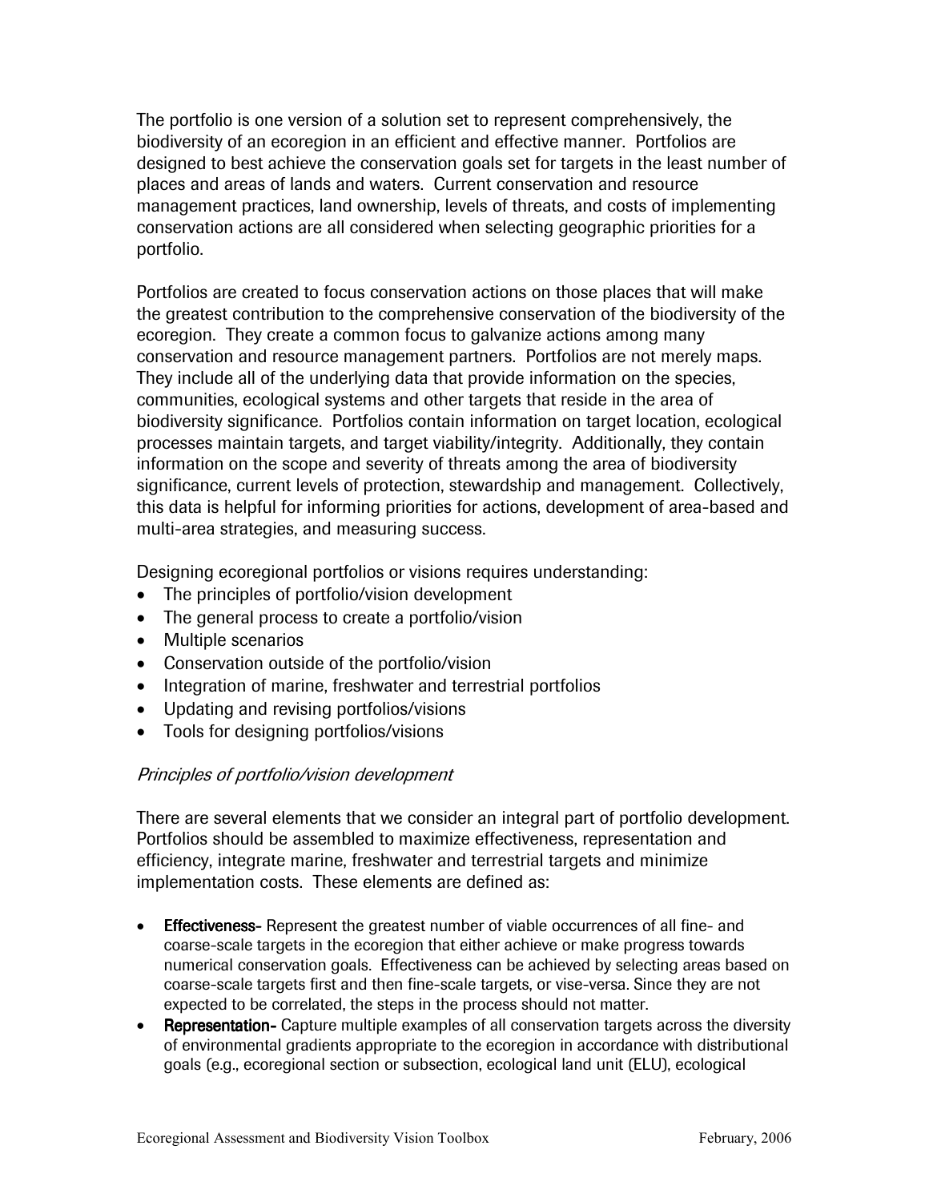The portfolio is one version of a solution set to represent comprehensively, the biodiversity of an ecoregion in an efficient and effective manner. Portfolios are designed to best achieve the conservation goals set for targets in the least number of places and areas of lands and waters. Current conservation and resource management practices, land ownership, levels of threats, and costs of implementing conservation actions are all considered when selecting geographic priorities for a portfolio.

Portfolios are created to focus conservation actions on those places that will make the greatest contribution to the comprehensive conservation of the biodiversity of the ecoregion. They create a common focus to galvanize actions among many conservation and resource management partners. Portfolios are not merely maps. They include all of the underlying data that provide information on the species, communities, ecological systems and other targets that reside in the area of biodiversity significance. Portfolios contain information on target location, ecological processes maintain targets, and target viability/integrity. Additionally, they contain information on the scope and severity of threats among the area of biodiversity significance, current levels of protection, stewardship and management. Collectively, this data is helpful for informing priorities for actions, development of area-based and multi-area strategies, and measuring success.

Designing ecoregional portfolios or visions requires understanding:

- The principles of portfolio/vision development
- The general process to create a portfolio/vision
- Multiple scenarios
- Conservation outside of the portfolio/vision
- Integration of marine, freshwater and terrestrial portfolios
- Updating and revising portfolios/visions
- Tools for designing portfolios/visions

*Principles of portfolio/vision development*

There are several elements that we consider an integral part of portfolio development. Portfolios should be assembled to maximize effectiveness, representation and efficiency, integrate marine, freshwater and terrestrial targets and minimize implementation costs. These elements are defined as:

- **Effectiveness-** Represent the greatest number of viable occurrences of all fine- and coarse-scale targets in the ecoregion that either achieve or make progress towards numerical conservation goals. Effectiveness can be achieved by selecting areas based on coarse-scale targets first and then fine-scale targets, or vise-versa. Since they are not expected to be correlated, the steps in the process should not matter.
- **Representation-** Capture multiple examples of all conservation targets across the diversity of environmental gradients appropriate to the ecoregion in accordance with distributional goals (e.g., ecoregional section or subsection, ecological land unit (ELU), ecological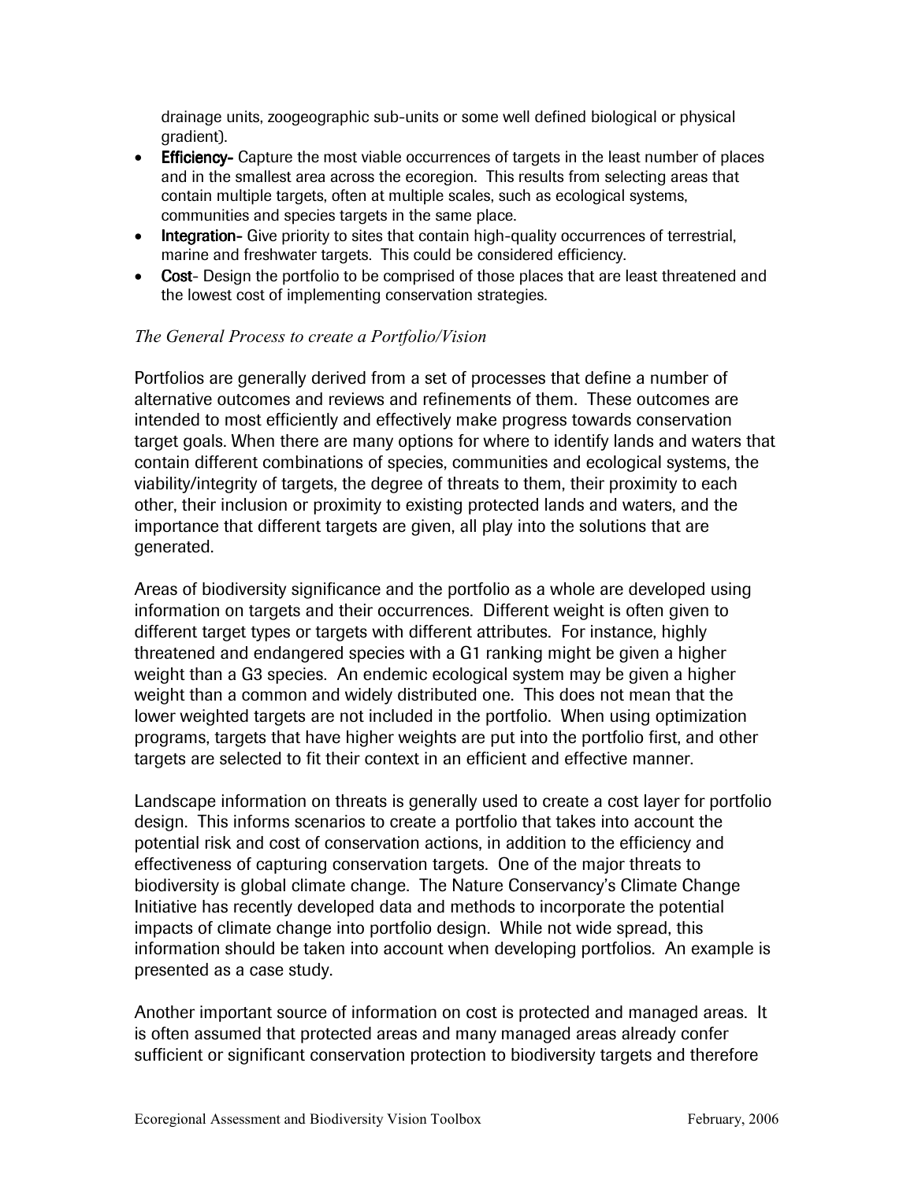drainage units, zoogeographic sub-units or some well defined biological or physical gradient).

- **Efficiency-** Capture the most viable occurrences of targets in the least number of places and in the smallest area across the ecoregion. This results from selecting areas that contain multiple targets, often at multiple scales, such as ecological systems, communities and species targets in the same place.
- **Integration-** Give priority to sites that contain high-quality occurrences of terrestrial, marine and freshwater targets. This could be considered efficiency.
- **Cost**- Design the portfolio to be comprised of those places that are least threatened and the lowest cost of implementing conservation strategies.

*The General Process to create a Portfolio/Vision*

Portfolios are generally derived from a set of processes that define a number of alternative outcomes and reviews and refinements of them. These outcomes are intended to most efficiently and effectively make progress towards conservation target goals. When there are many options for where to identify lands and waters that contain different combinations of species, communities and ecological systems, the viability/integrity of targets, the degree of threats to them, their proximity to each other, their inclusion or proximity to existing protected lands and waters, and the importance that different targets are given, all play into the solutions that are generated.

Areas of biodiversity significance and the portfolio as a whole are developed using information on targets and their occurrences. Different weight is often given to different target types or targets with different attributes. For instance, highly threatened and endangered species with a G1 ranking might be given a higher weight than a G3 species. An endemic ecological system may be given a higher weight than a common and widely distributed one. This does not mean that the lower weighted targets are not included in the portfolio. When using optimization programs, targets that have higher weights are put into the portfolio first, and other targets are selected to fit their context in an efficient and effective manner.

Landscape information on threats is generally used to create a cost layer for portfolio design. This informs scenarios to create a portfolio that takes into account the potential risk and cost of conservation actions, in addition to the efficiency and effectiveness of capturing conservation targets. One of the major threats to biodiversity is global climate change. The Nature Conservancy's Climate Change Initiative has recently developed data and methods to incorporate the potential impacts of climate change into portfolio design. While not wide spread, this information should be taken into account when developing portfolios. An example is presented as a case study.

Another important source of information on cost is protected and managed areas. It is often assumed that protected areas and many managed areas already confer sufficient or significant conservation protection to biodiversity targets and therefore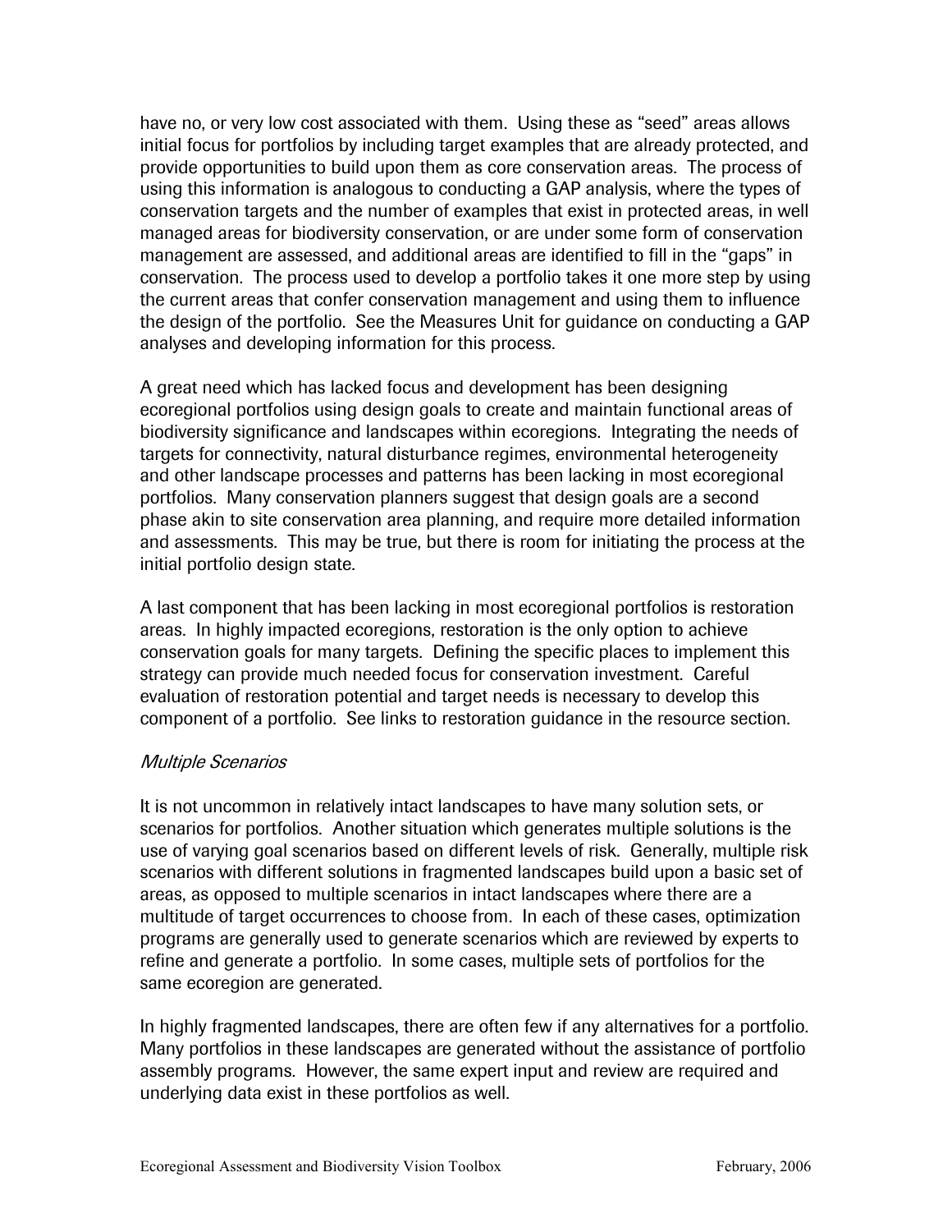have no, or very low cost associated with them. Using these as "seed" areas allows initial focus for portfolios by including target examples that are already protected, and provide opportunities to build upon them as core conservation areas. The process of using this information is analogous to conducting a GAP analysis, where the types of conservation targets and the number of examples that exist in protected areas, in well managed areas for biodiversity conservation, or are under some form of conservation management are assessed, and additional areas are identified to fill in the "gaps" in conservation. The process used to develop a portfolio takes it one more step by using the current areas that confer conservation management and using them to influence the design of the portfolio. See the Measures Unit for guidance on conducting a GAP analyses and developing information for this process.

A great need which has lacked focus and development has been designing ecoregional portfolios using design goals to create and maintain functional areas of biodiversity significance and landscapes within ecoregions. Integrating the needs of targets for connectivity, natural disturbance regimes, environmental heterogeneity and other landscape processes and patterns has been lacking in most ecoregional portfolios. Many conservation planners suggest that design goals are a second phase akin to site conservation area planning, and require more detailed information and assessments. This may be true, but there is room for initiating the process at the initial portfolio design state.

A last component that has been lacking in most ecoregional portfolios is restoration areas. In highly impacted ecoregions, restoration is the only option to achieve conservation goals for many targets. Defining the specific places to implement this strategy can provide much needed focus for conservation investment. Careful evaluation of restoration potential and target needs is necessary to develop this component of a portfolio. See links to restoration guidance in the resource section.

*Multiple Scenarios*

It is not uncommon in relatively intact landscapes to have many solution sets, or scenarios for portfolios. Another situation which generates multiple solutions is the use of varying goal scenarios based on different levels of risk. Generally, multiple risk scenarios with different solutions in fragmented landscapes build upon a basic set of areas, as opposed to multiple scenarios in intact landscapes where there are a multitude of target occurrences to choose from. In each of these cases, optimization programs are generally used to generate scenarios which are reviewed by experts to refine and generate a portfolio. In some cases, multiple sets of portfolios for the same ecoregion are generated.

In highly fragmented landscapes, there are often few if any alternatives for a portfolio. Many portfolios in these landscapes are generated without the assistance of portfolio assembly programs. However, the same expert input and review are required and underlying data exist in these portfolios as well.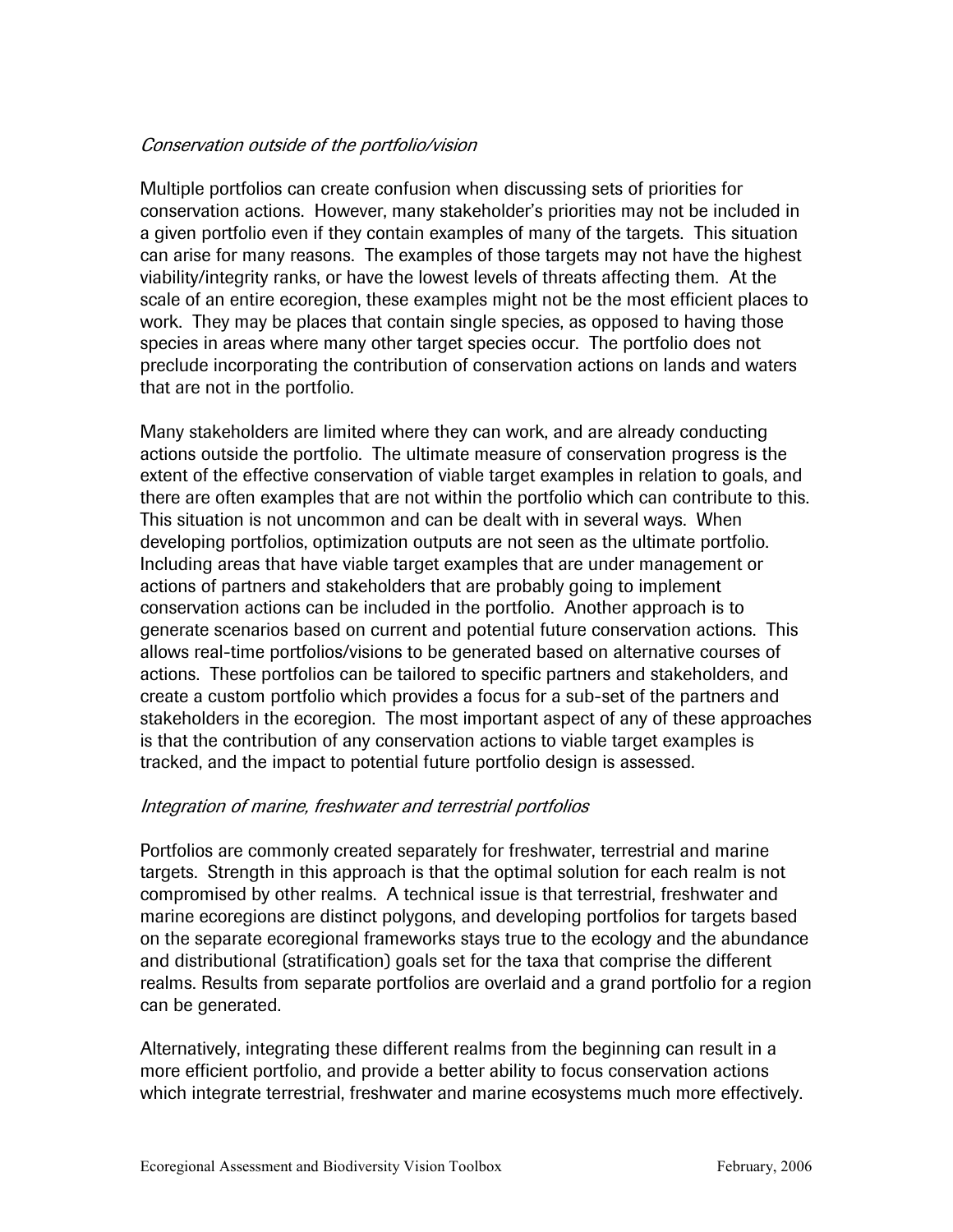*Conservation outside of the portfolio/vision*

Multiple portfolios can create confusion when discussing sets of priorities for conservation actions. However, many stakeholder's priorities may not be included in a given portfolio even if they contain examples of many of the targets. This situation can arise for many reasons. The examples of those targets may not have the highest viability/integrity ranks, or have the lowest levels of threats affecting them. At the scale of an entire ecoregion, these examples might not be the most efficient places to work. They may be places that contain single species, as opposed to having those species in areas where many other target species occur. The portfolio does not preclude incorporating the contribution of conservation actions on lands and waters that are not in the portfolio.

Many stakeholders are limited where they can work, and are already conducting actions outside the portfolio. The ultimate measure of conservation progress is the extent of the effective conservation of viable target examples in relation to goals, and there are often examples that are not within the portfolio which can contribute to this. This situation is not uncommon and can be dealt with in several ways. When developing portfolios, optimization outputs are not seen as the ultimate portfolio. Including areas that have viable target examples that are under management or actions of partners and stakeholders that are probably going to implement conservation actions can be included in the portfolio. Another approach is to generate scenarios based on current and potential future conservation actions. This allows real-time portfolios/visions to be generated based on alternative courses of actions. These portfolios can be tailored to specific partners and stakeholders, and create a custom portfolio which provides a focus for a sub-set of the partners and stakeholders in the ecoregion. The most important aspect of any of these approaches is that the contribution of any conservation actions to viable target examples is tracked, and the impact to potential future portfolio design is assessed.

*Integration of marine, freshwater and terrestrial portfolios*

Portfolios are commonly created separately for freshwater, terrestrial and marine targets. Strength in this approach is that the optimal solution for each realm is not compromised by other realms. A technical issue is that terrestrial, freshwater and marine ecoregions are distinct polygons, and developing portfolios for targets based on the separate ecoregional frameworks stays true to the ecology and the abundance and distributional (stratification) goals set for the taxa that comprise the different realms. Results from separate portfolios are overlaid and a grand portfolio for a region can be generated.

Alternatively, integrating these different realms from the beginning can result in a more efficient portfolio, and provide a better ability to focus conservation actions which integrate terrestrial, freshwater and marine ecosystems much more effectively.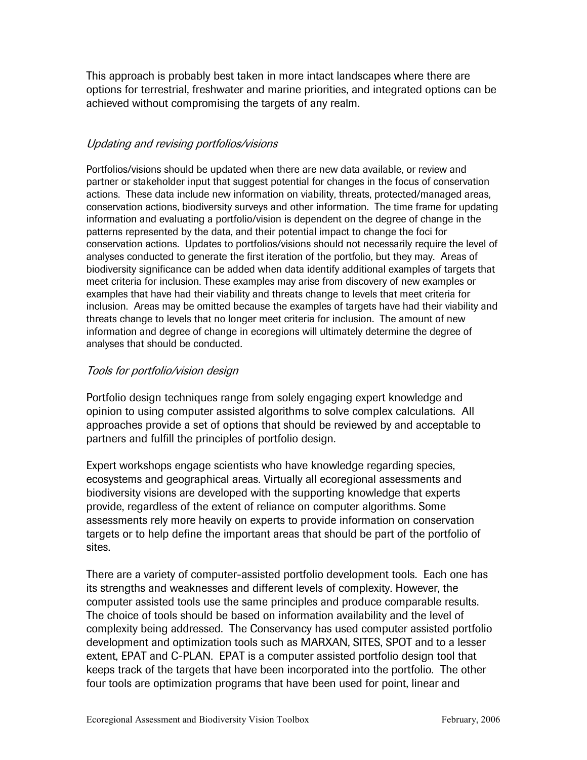This approach is probably best taken in more intact landscapes where there are options for terrestrial, freshwater and marine priorities, and integrated options can be achieved without compromising the targets of any realm.

### *Updating and revising portfolios/visions*

Portfolios/visions should be updated when there are new data available, or review and partner or stakeholder input that suggest potential for changes in the focus of conservation actions. These data include new information on viability, threats, protected/managed areas, conservation actions, biodiversity surveys and other information. The time frame for updating information and evaluating a portfolio/vision is dependent on the degree of change in the patterns represented by the data, and their potential impact to change the foci for conservation actions. Updates to portfolios/visions should not necessarily require the level of analyses conducted to generate the first iteration of the portfolio, but they may. Areas of biodiversity significance can be added when data identify additional examples of targets that meet criteria for inclusion. These examples may arise from discovery of new examples or examples that have had their viability and threats change to levels that meet criteria for inclusion. Areas may be omitted because the examples of targets have had their viability and threats change to levels that no longer meet criteria for inclusion. The amount of new information and degree of change in ecoregions will ultimately determine the degree of analyses that should be conducted.

### *Tools for portfolio/vision design*

Portfolio design techniques range from solely engaging expert knowledge and opinion to using computer assisted algorithms to solve complex calculations. All approaches provide a set of options that should be reviewed by and acceptable to partners and fulfill the principles of portfolio design.

Expert workshops engage scientists who have knowledge regarding species, ecosystems and geographical areas. Virtually all ecoregional assessments and biodiversity visions are developed with the supporting knowledge that experts provide, regardless of the extent of reliance on computer algorithms. Some assessments rely more heavily on experts to provide information on conservation targets or to help define the important areas that should be part of the portfolio of sites.

There are a variety of computer-assisted portfolio development tools. Each one has its strengths and weaknesses and different levels of complexity. However, the computer assisted tools use the same principles and produce comparable results. The choice of tools should be based on information availability and the level of complexity being addressed. The Conservancy has used computer assisted portfolio development and optimization tools such as MARXAN, SITES, SPOT and to a lesser extent, EPAT and C-PLAN. EPAT is a computer assisted portfolio design tool that keeps track of the targets that have been incorporated into the portfolio. The other four tools are optimization programs that have been used for point, linear and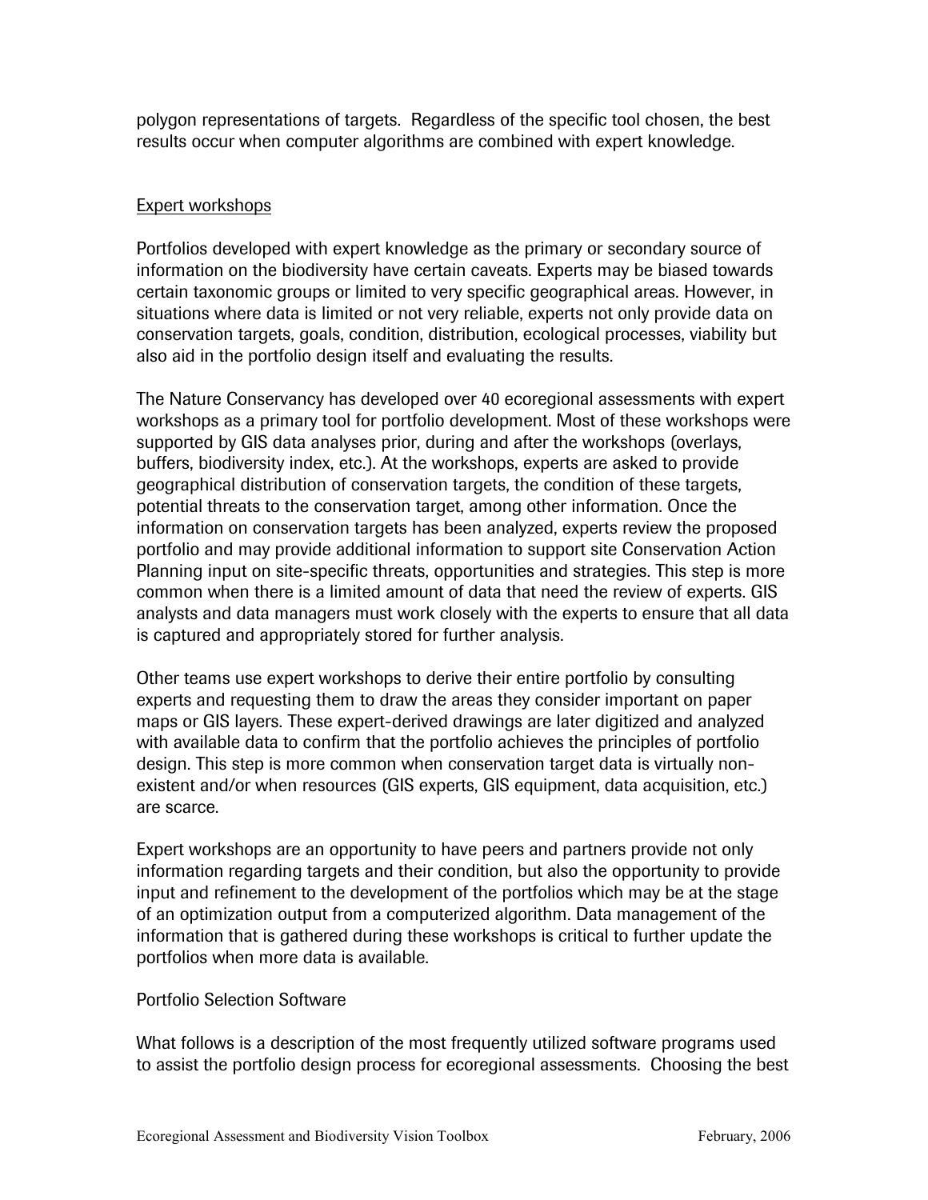polygon representations of targets. Regardless of the specific tool chosen, the best results occur when computer algorithms are combined with expert knowledge.

<u>Expert workshops</u>

Portfolios developed with expert knowledge as the primary or secondary source of information on the biodiversity have certain caveats. Experts may be biased towards certain taxonomic groups or limited to very specific geographical areas. However, in situations where data is limited or not very reliable, experts not only provide data on conservation targets, goals, condition, distribution, ecological processes, viability but also aid in the portfolio design itself and evaluating the results.

The Nature Conservancy has developed over 40 ecoregional assessments with expert workshops as a primary tool for portfolio development. Most of these workshops were supported by GIS data analyses prior, during and after the workshops (overlays, buffers, biodiversity index, etc.). At the workshops, experts are asked to provide geographical distribution of conservation targets, the condition of these targets, potential threats to the conservation target, among other information. Once the information on conservation targets has been analyzed, experts review the proposed portfolio and may provide additional information to support site Conservation Action Planning input on site-specific threats, opportunities and strategies. This step is more common when there is a limited amount of data that need the review of experts. GIS analysts and data managers must work closely with the experts to ensure that all data is captured and appropriately stored for further analysis.

Other teams use expert workshops to derive their entire portfolio by consulting experts and requesting them to draw the areas they consider important on paper maps or GIS layers. These expert-derived drawings are later digitized and analyzed with available data to confirm that the portfolio achieves the principles of portfolio design. This step is more common when conservation target data is virtually non-existent and/or when resources (GIS experts, GIS equipment, data acquisition, etc.) are scarce.

Expert workshops are an opportunity to have peers and partners provide not only information regarding targets and their condition, but also the opportunity to provide input and refinement to the development of the portfolios which may be at the stage of an optimization output from a computerized algorithm. Data management of the information that is gathered during these workshops is critical to further update the portfolios when more data is available.

Portfolio Selection Software

What follows is a description of the most frequently utilized software programs used to assist the portfolio design process for ecoregional assessments. Choosing the best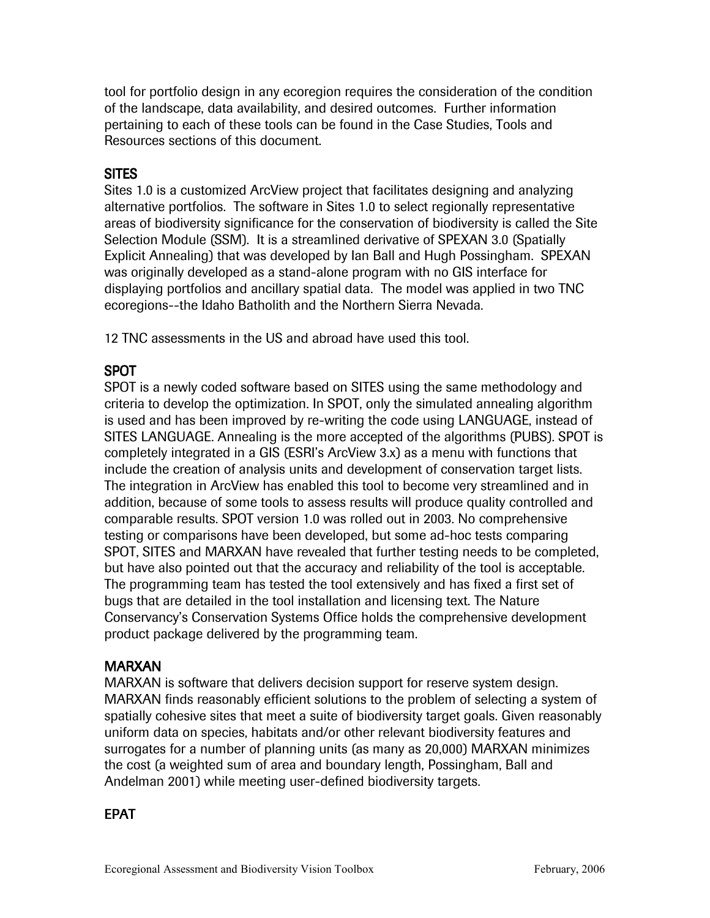tool for portfolio design in any ecoregion requires the consideration of the condition of the landscape, data availability, and desired outcomes. Further information pertaining to each of these tools can be found in the Case Studies, Tools and Resources sections of this document.

## SITES

Sites 1.0 is a customized ArcView project that facilitates designing and analyzing alternative portfolios. The software in Sites 1.0 to select regionally representative areas of biodiversity significance for the conservation of biodiversity is called the Site Selection Module (SSM). It is a streamlined derivative of SPEXAN 3.0 (Spatially Explicit Annealing) that was developed by Ian Ball and Hugh Possingham. SPEXAN was originally developed as a stand-alone program with no GIS interface for displaying portfolios and ancillary spatial data. The model was applied in two TNC ecoregions--the Idaho Batholith and the Northern Sierra Nevada.

12 TNC assessments in the US and abroad have used this tool.

## SPOT

SPOT is a newly coded software based on SITES using the same methodology and criteria to develop the optimization. In SPOT, only the simulated annealing algorithm is used and has been improved by re-writing the code using LANGUAGE, instead of SITES LANGUAGE. Annealing is the more accepted of the algorithms (PUBS). SPOT is completely integrated in a GIS (ESRI's ArcView 3.x) as a menu with functions that include the creation of analysis units and development of conservation target lists. The integration in ArcView has enabled this tool to become very streamlined and in addition, because of some tools to assess results will produce quality controlled and comparable results. SPOT version 1.0 was rolled out in 2003. No comprehensive testing or comparisons have been developed, but some ad-hoc tests comparing SPOT, SITES and MARXAN have revealed that further testing needs to be completed, but have also pointed out that the accuracy and reliability of the tool is acceptable. The programming team has tested the tool extensively and has fixed a first set of bugs that are detailed in the tool installation and licensing text. The Nature Conservancy's Conservation Systems Office holds the comprehensive development product package delivered by the programming team.

## MARXAN

MARXAN is software that delivers decision support for reserve system design. MARXAN finds reasonably efficient solutions to the problem of selecting a system of spatially cohesive sites that meet a suite of biodiversity target goals. Given reasonably uniform data on species, habitats and/or other relevant biodiversity features and surrogates for a number of planning units (as many as 20,000) MARXAN minimizes the cost (a weighted sum of area and boundary length, Possingham, Ball and Andelman 2001) while meeting user-defined biodiversity targets.

## EPAT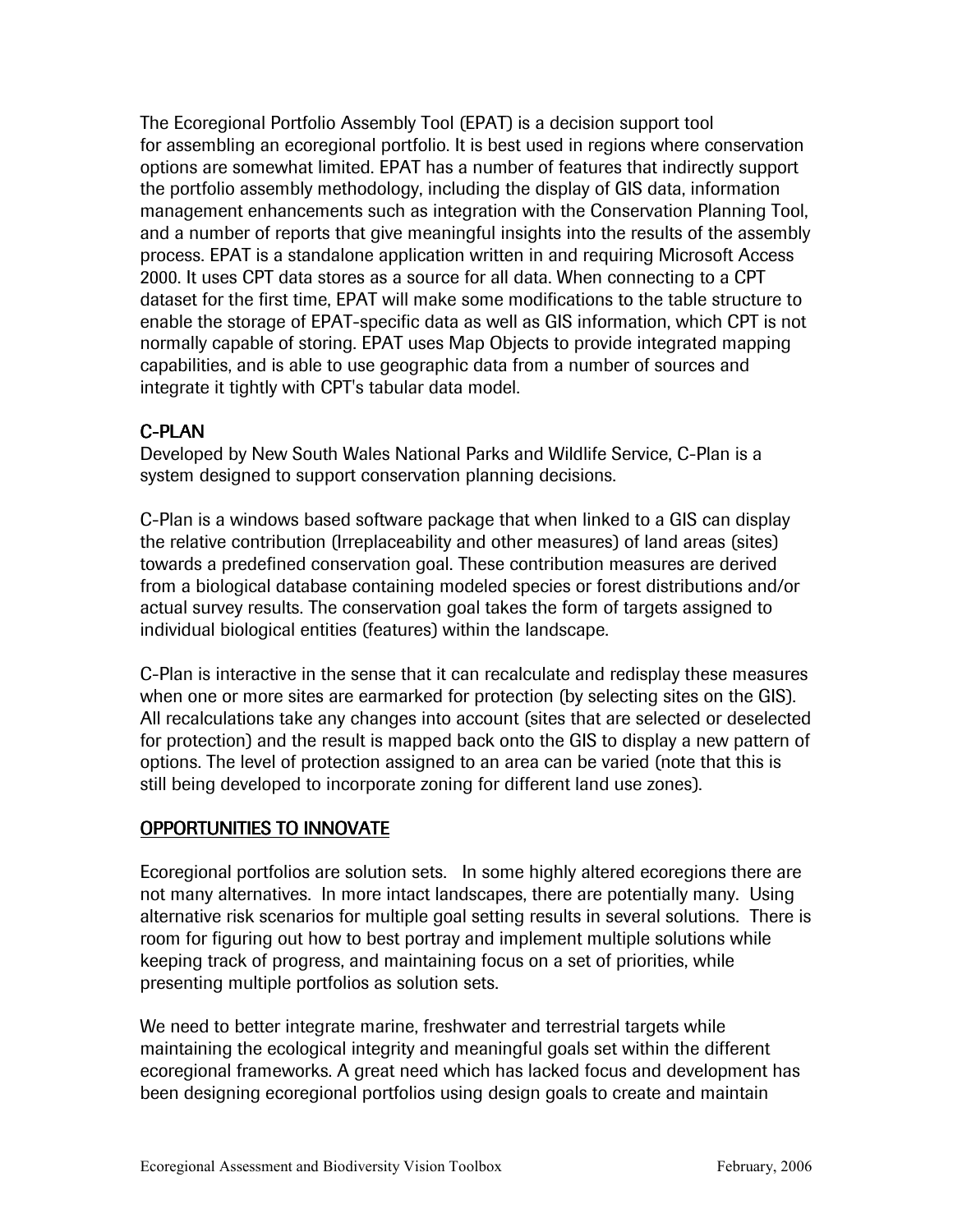The Ecoregional Portfolio Assembly Tool (EPAT) is a decision support tool for assembling an ecoregional portfolio. It is best used in regions where conservation options are somewhat limited. EPAT has a number of features that indirectly support the portfolio assembly methodology, including the display of GIS data, information management enhancements such as integration with the Conservation Planning Tool, and a number of reports that give meaningful insights into the results of the assembly process. EPAT is a standalone application written in and requiring Microsoft Access 2000. It uses CPT data stores as a source for all data. When connecting to a CPT dataset for the first time, EPAT will make some modifications to the table structure to enable the storage of EPAT-specific data as well as GIS information, which CPT is not normally capable of storing. EPAT uses Map Objects to provide integrated mapping capabilities, and is able to use geographic data from a number of sources and integrate it tightly with CPT's tabular data model.

## C-PLAN

Developed by New South Wales National Parks and Wildlife Service, C-Plan is a system designed to support conservation planning decisions.

C-Plan is a windows based software package that when linked to a GIS can display the relative contribution (Irreplaceability and other measures) of land areas (sites) towards a predefined conservation goal. These contribution measures are derived from a biological database containing modeled species or forest distributions and/or actual survey results. The conservation goal takes the form of targets assigned to individual biological entities (features) within the landscape.

C-Plan is interactive in the sense that it can recalculate and redisplay these measures when one or more sites are earmarked for protection (by selecting sites on the GIS). All recalculations take any changes into account (sites that are selected or deselected for protection) and the result is mapped back onto the GIS to display a new pattern of options. The level of protection assigned to an area can be varied (note that this is still being developed to incorporate zoning for different land use zones).

## OPPORTUNITIES TO INNOVATE

Ecoregional portfolios are solution sets. In some highly altered ecoregions there are not many alternatives. In more intact landscapes, there are potentially many. Using alternative risk scenarios for multiple goal setting results in several solutions. There is room for figuring out how to best portray and implement multiple solutions while keeping track of progress, and maintaining focus on a set of priorities, while presenting multiple portfolios as solution sets.

We need to better integrate marine, freshwater and terrestrial targets while maintaining the ecological integrity and meaningful goals set within the different ecoregional frameworks. A great need which has lacked focus and development has been designing ecoregional portfolios using design goals to create and maintain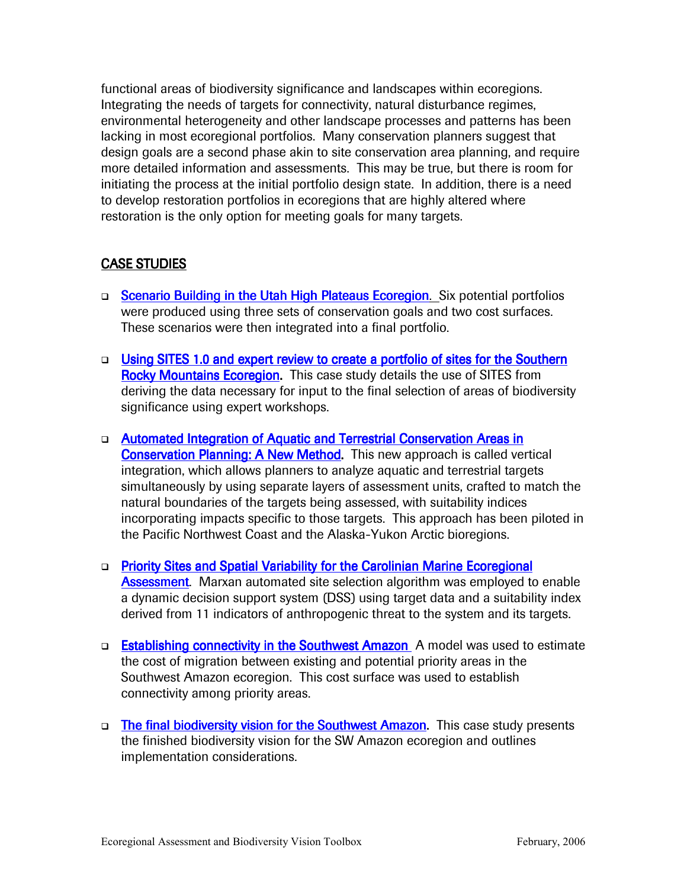functional areas of biodiversity significance and landscapes within ecoregions. Integrating the needs of targets for connectivity, natural disturbance regimes, environmental heterogeneity and other landscape processes and patterns has been lacking in most ecoregional portfolios. Many conservation planners suggest that design goals are a second phase akin to site conservation area planning, and require more detailed information and assessments. This may be true, but there is room for initiating the process at the initial portfolio design state. In addition, there is a need to develop restoration portfolios in ecoregions that are highly altered where restoration is the only option for meeting goals for many targets.

## CASE STUDIES

- **Scenario Building in the Utah High Plateaus Ecoregion.** Six potential portfolios were produced using three sets of conservation goals and two cost surfaces. These scenarios were then integrated into a final portfolio.

- **Using SITES 1.0 and expert review to create a portfolio of sites for the Southern Rocky Mountains Ecoregion.** This case study details the use of SITES from deriving the data necessary for input to the final selection of areas of biodiversity significance using expert workshops.

- **Automated Integration of Aquatic and Terrestrial Conservation Areas in Conservation Planning: A New Method.** This new approach is called vertical integration, which allows planners to analyze aquatic and terrestrial targets simultaneously by using separate layers of assessment units, crafted to match the natural boundaries of the targets being assessed, with suitability indices incorporating impacts specific to those targets. This approach has been piloted in the Pacific Northwest Coast and the Alaska-Yukon Arctic bioregions.

- **Priority Sites and Spatial Variability for the Carolinian Marine Ecoregional Assessment.** Marxan automated site selection algorithm was employed to enable a dynamic decision support system (DSS) using target data and a suitability index derived from 11 indicators of anthropogenic threat to the system and its targets.

- **Establishing connectivity in the Southwest Amazon** A model was used to estimate the cost of migration between existing and potential priority areas in the Southwest Amazon ecoregion. This cost surface was used to establish connectivity among priority areas.

- **The final biodiversity vision for the Southwest Amazon.** This case study presents the finished biodiversity vision for the SW Amazon ecoregion and outlines implementation considerations.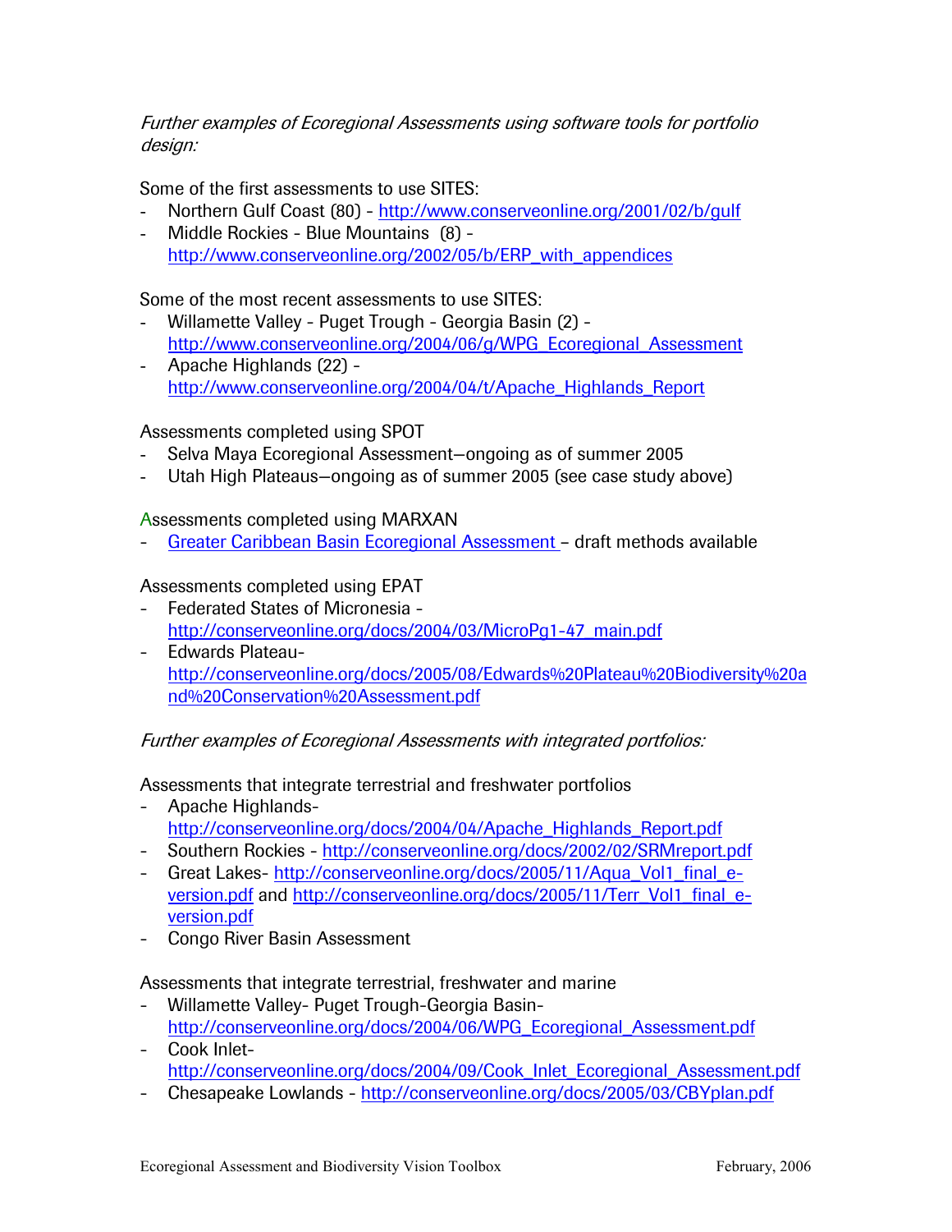*Further examples of Ecoregional Assessments using software tools for portfolio design:*

Some of the first assessments to use SITES:

- Northern Gulf Coast (80) - http://www.conserveonline.org/2001/02/b/gulf
- Middle Rockies - Blue Mountains (8) - http://www.conserveonline.org/2002/05/b/ERP_with_appendices

Some of the most recent assessments to use SITES:

- Willamette Valley - Puget Trough - Georgia Basin (2) - http://www.conserveonline.org/2004/06/g/WPG_Ecoregional_Assessment
- Apache Highlands (22) - http://www.conserveonline.org/2004/04/t/Apache_Highlands_Report

Assessments completed using SPOT

- Selva Maya Ecoregional Assessment—ongoing as of summer 2005
- Utah High Plateaus—ongoing as of summer 2005 (see case study above)

Assessments completed using MARXAN

- Greater Caribbean Basin Ecoregional Assessment – draft methods available

Assessments completed using EPAT

- Federated States of Micronesia - http://conserveonline.org/docs/2004/03/MicroPg1-47_main.pdf
- Edwards Plateau- http://conserveonline.org/docs/2005/08/Edwards%20Plateau%20Biodiversity%20and%20Conservation%20Assessment.pdf

*Further examples of Ecoregional Assessments with integrated portfolios:*

Assessments that integrate terrestrial and freshwater portfolios

- Apache Highlands- http://conserveonline.org/docs/2004/04/Apache_Highlands_Report.pdf
- Southern Rockies - http://conserveonline.org/docs/2002/02/SRMreport.pdf
- Great Lakes- http://conserveonline.org/docs/2005/11/Aqua_Vol1_final_e-version.pdf and http://conserveonline.org/docs/2005/11/Terr_Vol1_final_e-version.pdf
- Congo River Basin Assessment

Assessments that integrate terrestrial, freshwater and marine

- Willamette Valley- Puget Trough-Georgia Basin- http://conserveonline.org/docs/2004/06/WPG_Ecoregional_Assessment.pdf
- Cook Inlet- http://conserveonline.org/docs/2004/09/Cook_Inlet_Ecoregional_Assessment.pdf
- Chesapeake Lowlands - http://conserveonline.org/docs/2005/03/CBYplan.pdf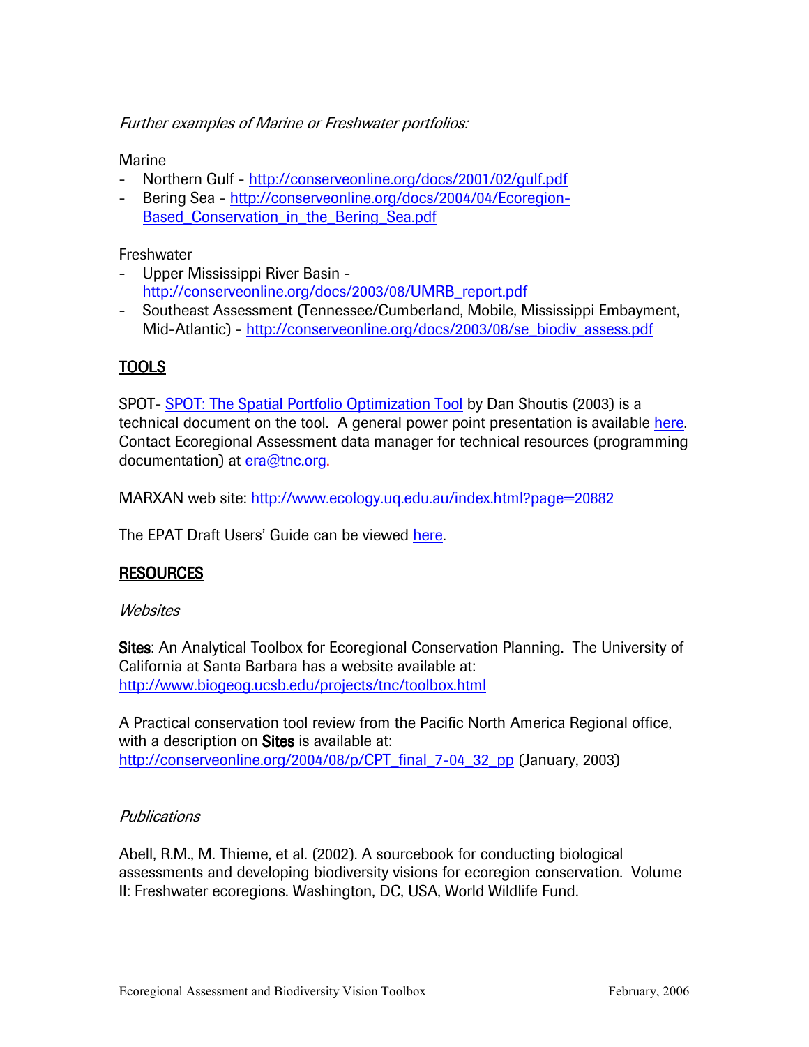*Further examples of Marine or Freshwater portfolios:*

Marine

- Northern Gulf - http://conserveonline.org/docs/2001/02/gulf.pdf
- Bering Sea - http://conserveonline.org/docs/2004/04/Ecoregion-Based_Conservation_in_the_Bering_Sea.pdf

Freshwater

- Upper Mississippi River Basin - http://conserveonline.org/docs/2003/08/UMRB_report.pdf
- Southeast Assessment (Tennessee/Cumberland, Mobile, Mississippi Embayment, Mid-Atlantic) - http://conserveonline.org/docs/2003/08/se_biodiv_assess.pdf

## TOOLS

SPOT- SPOT: The Spatial Portfolio Optimization Tool by Dan Shoutis (2003) is a technical document on the tool. A general power point presentation is available here. Contact Ecoregional Assessment data manager for technical resources (programming documentation) at era@tnc.org.

MARXAN web site: http://www.ecology.uq.edu.au/index.html?page=20882

The EPAT Draft Users' Guide can be viewed here.

## RESOURCES

*Websites*

**Sites**: An Analytical Toolbox for Ecoregional Conservation Planning. The University of California at Santa Barbara has a website available at: http://www.biogeog.ucsb.edu/projects/tnc/toolbox.html

A Practical conservation tool review from the Pacific North America Regional office, with a description on **Sites** is available at: http://conserveonline.org/2004/08/p/CPT_final_7-04_32_pp (January, 2003)

*Publications*

Abell, R.M., M. Thieme, et al. (2002). A sourcebook for conducting biological assessments and developing biodiversity visions for ecoregion conservation. Volume II: Freshwater ecoregions. Washington, DC, USA, World Wildlife Fund.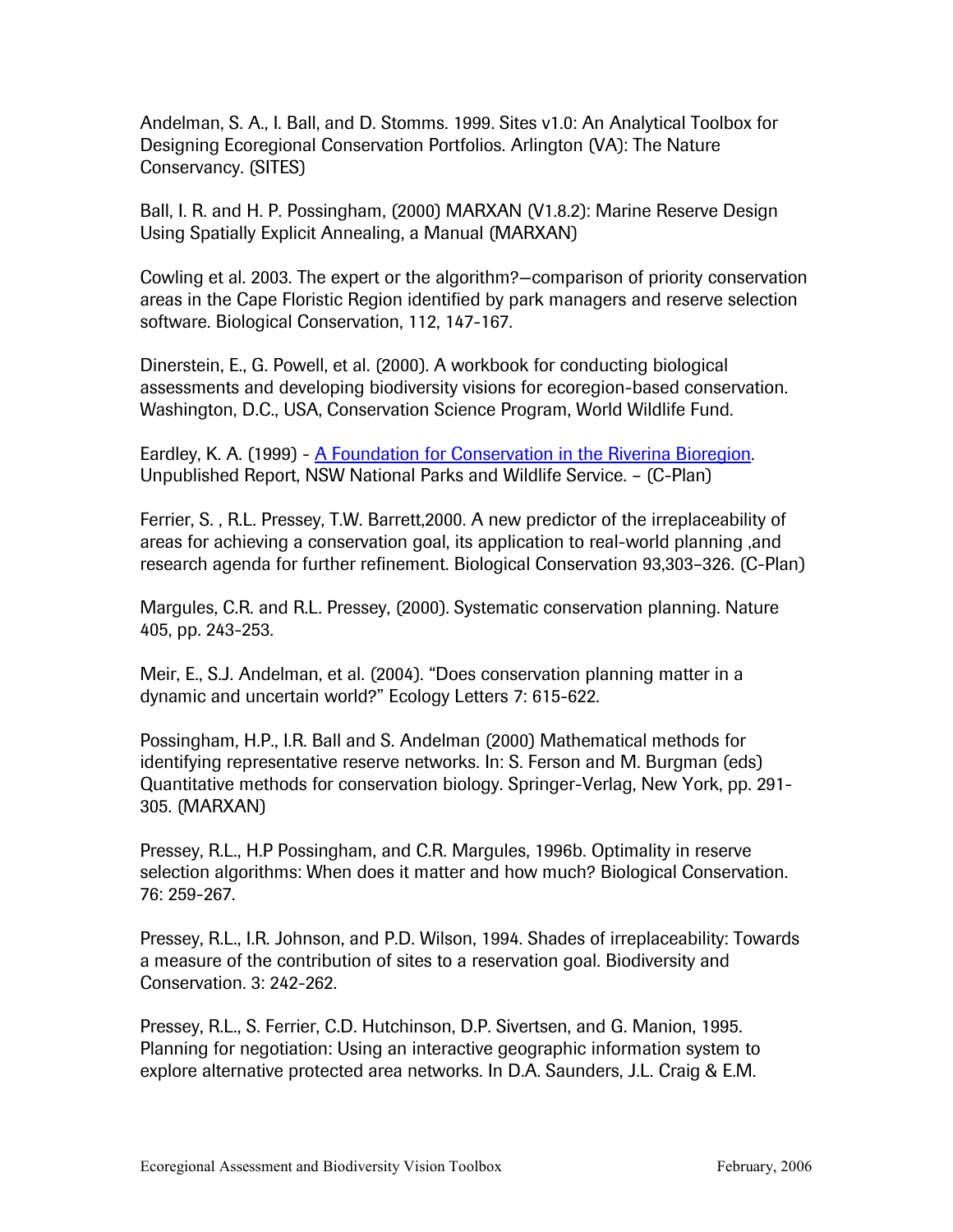Andelman, S. A., I. Ball, and D. Stomms. 1999. Sites v1.0: An Analytical Toolbox for Designing Ecoregional Conservation Portfolios. Arlington (VA): The Nature Conservancy. (SITES)

Ball, I. R. and H. P. Possingham, (2000) MARXAN (V1.8.2): Marine Reserve Design Using Spatially Explicit Annealing, a Manual (MARXAN)

Cowling et al. 2003. The expert or the algorithm?—comparison of priority conservation areas in the Cape Floristic Region identified by park managers and reserve selection software. Biological Conservation, 112, 147-167.

Dinerstein, E., G. Powell, et al. (2000). A workbook for conducting biological assessments and developing biodiversity visions for ecoregion-based conservation. Washington, D.C., USA, Conservation Science Program, World Wildlife Fund.

Eardley, K. A. (1999) - A Foundation for Conservation in the Riverina Bioregion. Unpublished Report, NSW National Parks and Wildlife Service. – (C-Plan)

Ferrier, S. , R.L. Pressey, T.W. Barrett,2000. A new predictor of the irreplaceability of areas for achieving a conservation goal, its application to real-world planning ,and research agenda for further refinement. Biological Conservation 93,303–326. (C-Plan)

Margules, C.R. and R.L. Pressey, (2000). Systematic conservation planning. Nature 405, pp. 243-253.

Meir, E., S.J. Andelman, et al. (2004). "Does conservation planning matter in a dynamic and uncertain world?" Ecology Letters 7: 615-622.

Possingham, H.P., I.R. Ball and S. Andelman (2000) Mathematical methods for identifying representative reserve networks. In: S. Ferson and M. Burgman (eds) Quantitative methods for conservation biology. Springer-Verlag, New York, pp. 291-305. (MARXAN)

Pressey, R.L., H.P Possingham, and C.R. Margules, 1996b. Optimality in reserve selection algorithms: When does it matter and how much? Biological Conservation. 76: 259-267.

Pressey, R.L., I.R. Johnson, and P.D. Wilson, 1994. Shades of irreplaceability: Towards a measure of the contribution of sites to a reservation goal. Biodiversity and Conservation. 3: 242-262.

Pressey, R.L., S. Ferrier, C.D. Hutchinson, D.P. Sivertsen, and G. Manion, 1995. Planning for negotiation: Using an interactive geographic information system to explore alternative protected area networks. In D.A. Saunders, J.L. Craig & E.M.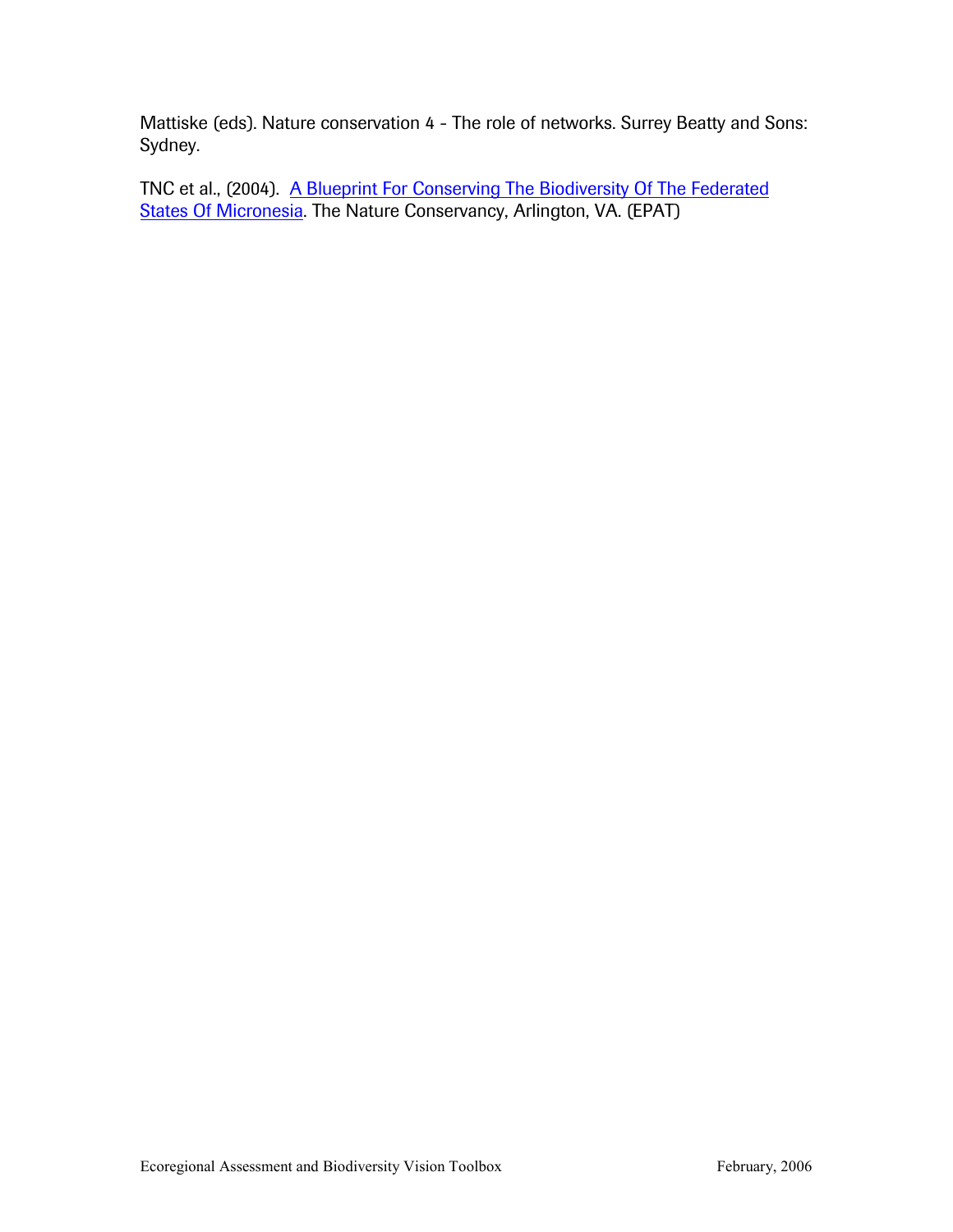Mattiske (eds). Nature conservation 4 - The role of networks. Surrey Beatty and Sons: Sydney.

TNC et al., (2004). A Blueprint For Conserving The Biodiversity Of The Federated States Of Micronesia. The Nature Conservancy, Arlington, VA. (EPAT)